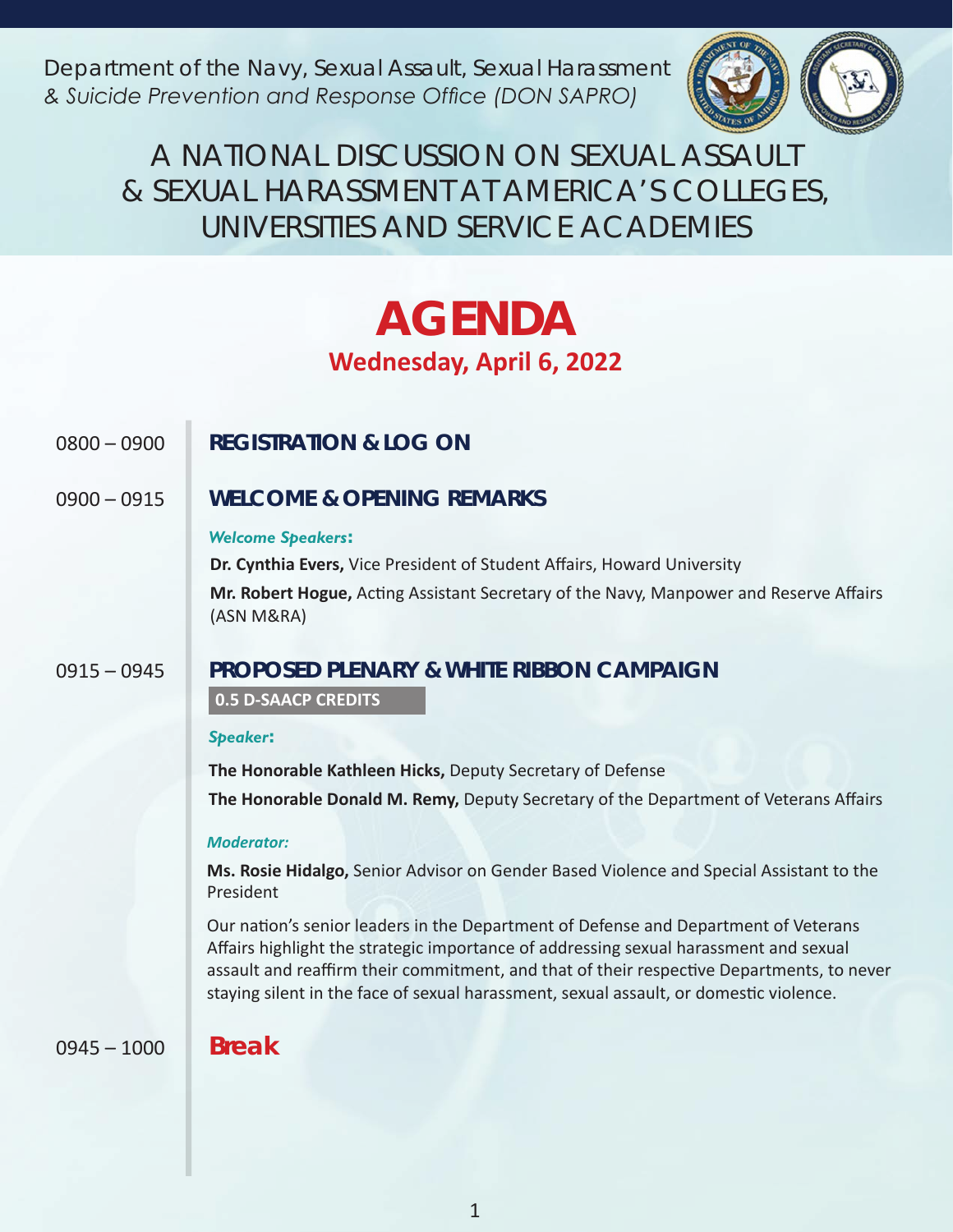Department of the Navy, Sexual Assault, Sexual Harassment
*& Suicide Prevention and Response Office (DON SAPRO)*

# A NATIONAL DISCUSSION ON SEXUAL ASSAULT & SEXUAL HARASSMENT AT AMERICA'S COLLEGES, UNIVERSITIES AND SERVICE ACADEMIES

# AGENDA

## Wednesday, April 6, 2022

**0800 – 0900** **REGISTRATION & LOG ON**

**0900 – 0915** **WELCOME & OPENING REMARKS**

*Welcome Speakers*:

**Dr. Cynthia Evers,** Vice President of Student Affairs, Howard University

**Mr. Robert Hogue,** Acting Assistant Secretary of the Navy, Manpower and Reserve Affairs (ASN M&RA)

**0915 – 0945** **PROPOSED PLENARY & WHITE RIBBON CAMPAIGN**

**0.5 D-SAACP CREDITS**

*Speaker*:

**The Honorable Kathleen Hicks,** Deputy Secretary of Defense

**The Honorable Donald M. Remy,** Deputy Secretary of the Department of Veterans Affairs

*Moderator:*

**Ms. Rosie Hidalgo,** Senior Advisor on Gender Based Violence and Special Assistant to the President

Our nation's senior leaders in the Department of Defense and Department of Veterans Affairs highlight the strategic importance of addressing sexual harassment and sexual assault and reaffirm their commitment, and that of their respective Departments, to never staying silent in the face of sexual harassment, sexual assault, or domestic violence.

**0945 – 1000** **Break**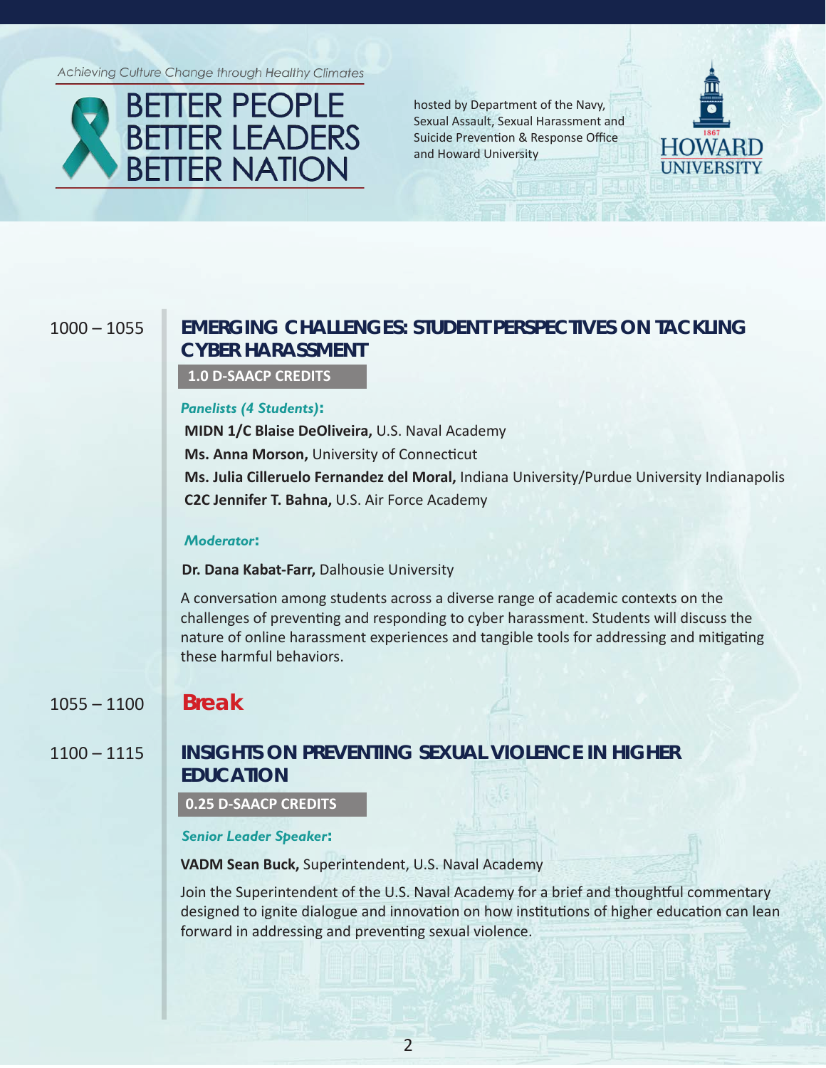Achieving Culture Change through Healthy Climates

# BETTER PEOPLE BETTER LEADERS BETTER NATION

hosted by Department of the Navy, Sexual Assault, Sexual Harassment and Suicide Prevention & Response Office and Howard University

HOWARD UNIVERSITY

1000 – 1055

## EMERGING CHALLENGES: STUDENT PERSPECTIVES ON TACKLING CYBER HARASSMENT

**1.0 D-SAACP CREDITS**

***Panelists (4 Students):***

**MIDN 1/C Blaise DeOliveira,** U.S. Naval Academy
**Ms. Anna Morson,** University of Connecticut
**Ms. Julia Cilleruelo Fernandez del Moral,** Indiana University/Purdue University Indianapolis
**C2C Jennifer T. Bahna,** U.S. Air Force Academy

***Moderator:***

**Dr. Dana Kabat-Farr,** Dalhousie University

A conversation among students across a diverse range of academic contexts on the challenges of preventing and responding to cyber harassment. Students will discuss the nature of online harassment experiences and tangible tools for addressing and mitigating these harmful behaviors.

1055 – 1100

## Break

1100 – 1115

## INSIGHTS ON PREVENTING SEXUAL VIOLENCE IN HIGHER EDUCATION

**0.25 D-SAACP CREDITS**

***Senior Leader Speaker:***

**VADM Sean Buck,** Superintendent, U.S. Naval Academy

Join the Superintendent of the U.S. Naval Academy for a brief and thoughtful commentary designed to ignite dialogue and innovation on how institutions of higher education can lean forward in addressing and preventing sexual violence.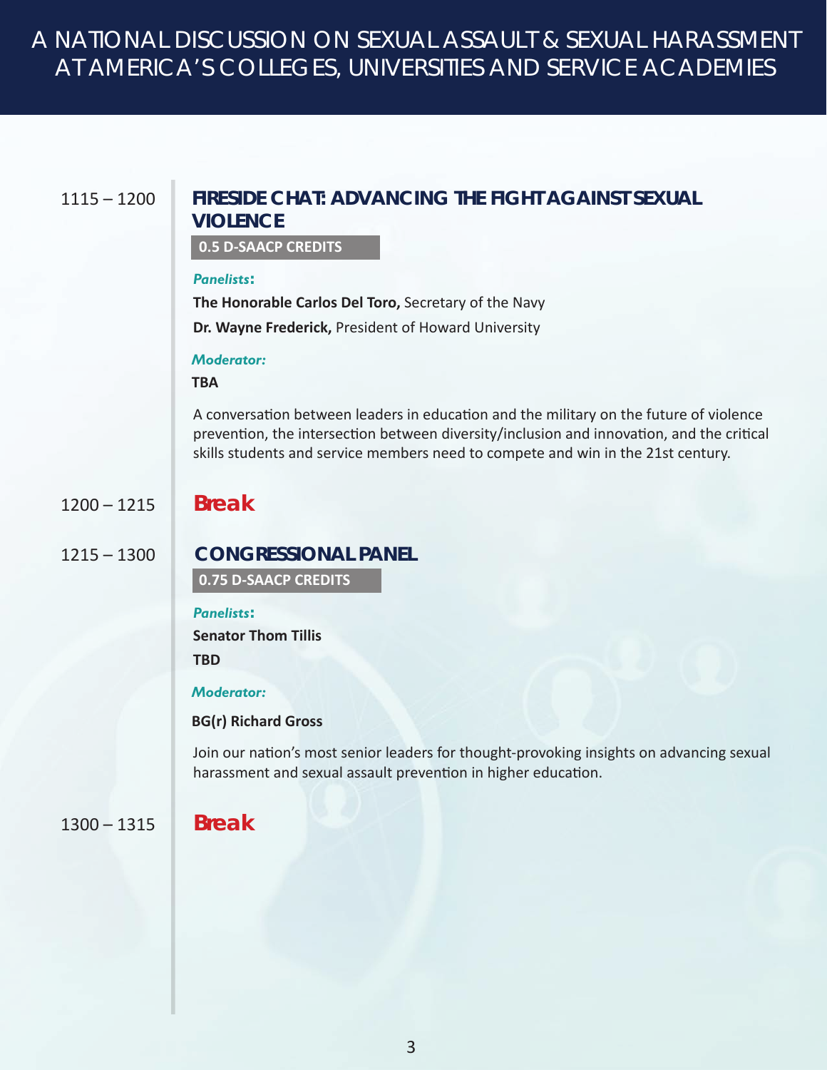# A NATIONAL DISCUSSION ON SEXUAL ASSAULT & SEXUAL HARASSMENT AT AMERICA'S COLLEGES, UNIVERSITIES AND SERVICE ACADEMIES

1115 – 1200

## FIRESIDE CHAT: ADVANCING THE FIGHT AGAINST SEXUAL VIOLENCE

**0.5 D-SAACP CREDITS**

*Panelists*:

**The Honorable Carlos Del Toro,** Secretary of the Navy

**Dr. Wayne Frederick,** President of Howard University

*Moderator:*

**TBA**

A conversation between leaders in education and the military on the future of violence prevention, the intersection between diversity/inclusion and innovation, and the critical skills students and service members need to compete and win in the 21st century.

1200 – 1215

## Break

1215 – 1300

## CONGRESSIONAL PANEL

**0.75 D-SAACP CREDITS**

*Panelists*:

**Senator Thom Tillis**

**TBD**

*Moderator:*

**BG(r) Richard Gross**

Join our nation's most senior leaders for thought-provoking insights on advancing sexual harassment and sexual assault prevention in higher education.

1300 – 1315

## Break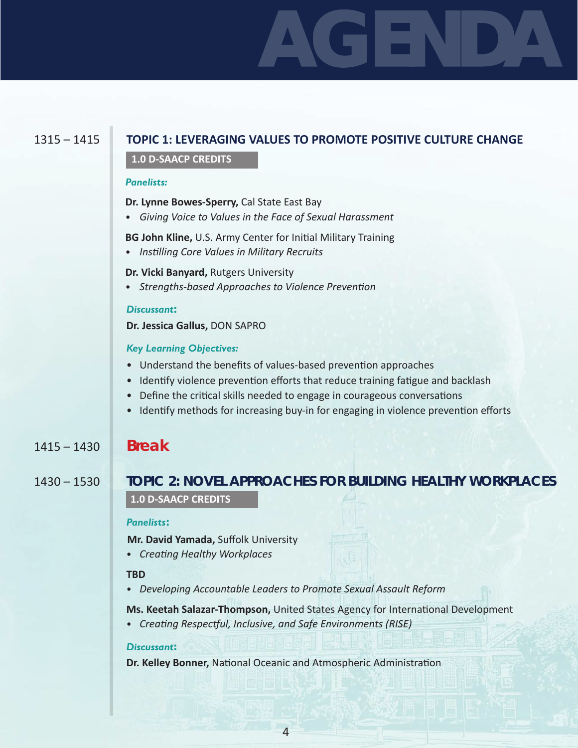# AGENDA

**1315 – 1415**

## TOPIC 1: LEVERAGING VALUES TO PROMOTE POSITIVE CULTURE CHANGE

**1.0 D-SAACP CREDITS**

***Panelists:***

**Dr. Lynne Bowes-Sperry,** Cal State East Bay

- *Giving Voice to Values in the Face of Sexual Harassment*

**BG John Kline,** U.S. Army Center for Initial Military Training

- *Instilling Core Values in Military Recruits*

**Dr. Vicki Banyard,** Rutgers University

- *Strengths-based Approaches to Violence Prevention*

***Discussant*:**

**Dr. Jessica Gallus,** DON SAPRO

***Key Learning Objectives:***

- Understand the benefits of values-based prevention approaches
- Identify violence prevention efforts that reduce training fatigue and backlash
- Define the critical skills needed to engage in courageous conversations
- Identify methods for increasing buy-in for engaging in violence prevention efforts

**1415 – 1430**

## Break

**1430 – 1530**

## TOPIC 2: NOVEL APPROACHES FOR BUILDING HEALTHY WORKPLACES

**1.0 D-SAACP CREDITS**

***Panelists*:**

**Mr. David Yamada,** Suffolk University

- *Creating Healthy Workplaces*

**TBD**

- *Developing Accountable Leaders to Promote Sexual Assault Reform*

**Ms. Keetah Salazar-Thompson,** United States Agency for International Development

- *Creating Respectful, Inclusive, and Safe Environments (RISE)*

***Discussant*:**

**Dr. Kelley Bonner,** National Oceanic and Atmospheric Administration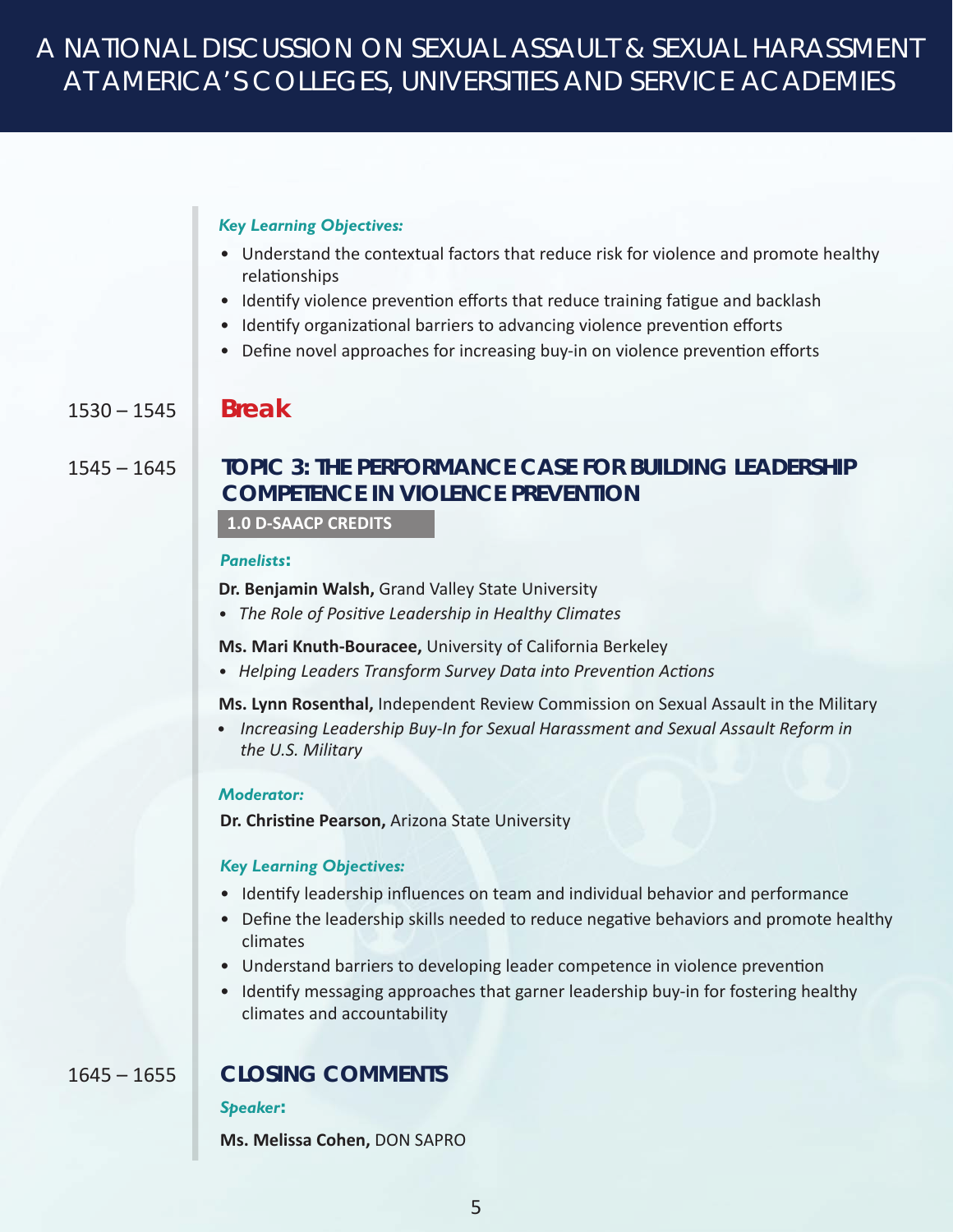*Key Learning Objectives:*

- Understand the contextual factors that reduce risk for violence and promote healthy relationships
- Identify violence prevention efforts that reduce training fatigue and backlash
- Identify organizational barriers to advancing violence prevention efforts
- Define novel approaches for increasing buy-in on violence prevention efforts

1530 – 1545 **Break**

## 1545 – 1645 TOPIC 3: THE PERFORMANCE CASE FOR BUILDING LEADERSHIP COMPETENCE IN VIOLENCE PREVENTION

**1.0 D-SAACP CREDITS**

*Panelists***:**

**Dr. Benjamin Walsh,** Grand Valley State University

- *The Role of Positive Leadership in Healthy Climates*

**Ms. Mari Knuth-Bouracee,** University of California Berkeley

- *Helping Leaders Transform Survey Data into Prevention Actions*

**Ms. Lynn Rosenthal,** Independent Review Commission on Sexual Assault in the Military

- *Increasing Leadership Buy-In for Sexual Harassment and Sexual Assault Reform in the U.S. Military*

*Moderator:*

**Dr. Christine Pearson,** Arizona State University

*Key Learning Objectives:*

- Identify leadership influences on team and individual behavior and performance
- Define the leadership skills needed to reduce negative behaviors and promote healthy climates
- Understand barriers to developing leader competence in violence prevention
- Identify messaging approaches that garner leadership buy-in for fostering healthy climates and accountability

## 1645 – 1655 CLOSING COMMENTS

*Speaker***:**

**Ms. Melissa Cohen,** DON SAPRO